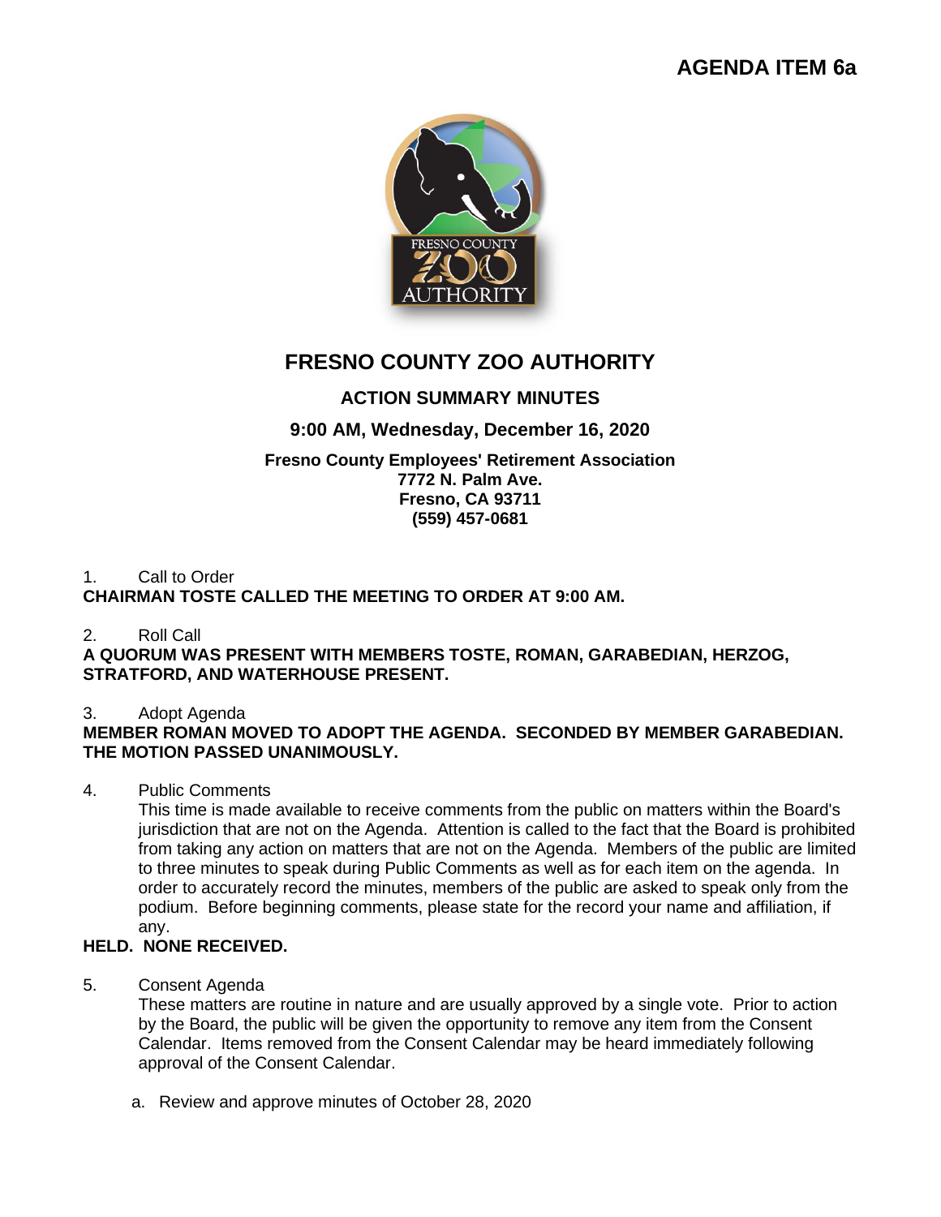**AGENDA ITEM 6a**

# FRESNO COUNTY ZOO AUTHORITY

## ACTION SUMMARY MINUTES

### 9:00 AM, Wednesday, December 16, 2020

**Fresno County Employees' Retirement Association**
**7772 N. Palm Ave.**
**Fresno, CA 93711**
**(559) 457-0681**

1. Call to Order

**CHAIRMAN TOSTE CALLED THE MEETING TO ORDER AT 9:00 AM.**

2. Roll Call

**A QUORUM WAS PRESENT WITH MEMBERS TOSTE, ROMAN, GARABEDIAN, HERZOG, STRATFORD, AND WATERHOUSE PRESENT.**

3. Adopt Agenda

**MEMBER ROMAN MOVED TO ADOPT THE AGENDA. SECONDED BY MEMBER GARABEDIAN. THE MOTION PASSED UNANIMOUSLY.**

4. Public Comments

   This time is made available to receive comments from the public on matters within the Board's jurisdiction that are not on the Agenda. Attention is called to the fact that the Board is prohibited from taking any action on matters that are not on the Agenda. Members of the public are limited to three minutes to speak during Public Comments as well as for each item on the agenda. In order to accurately record the minutes, members of the public are asked to speak only from the podium. Before beginning comments, please state for the record your name and affiliation, if any.

**HELD. NONE RECEIVED.**

5. Consent Agenda

   These matters are routine in nature and are usually approved by a single vote. Prior to action by the Board, the public will be given the opportunity to remove any item from the Consent Calendar. Items removed from the Consent Calendar may be heard immediately following approval of the Consent Calendar.

   a. Review and approve minutes of October 28, 2020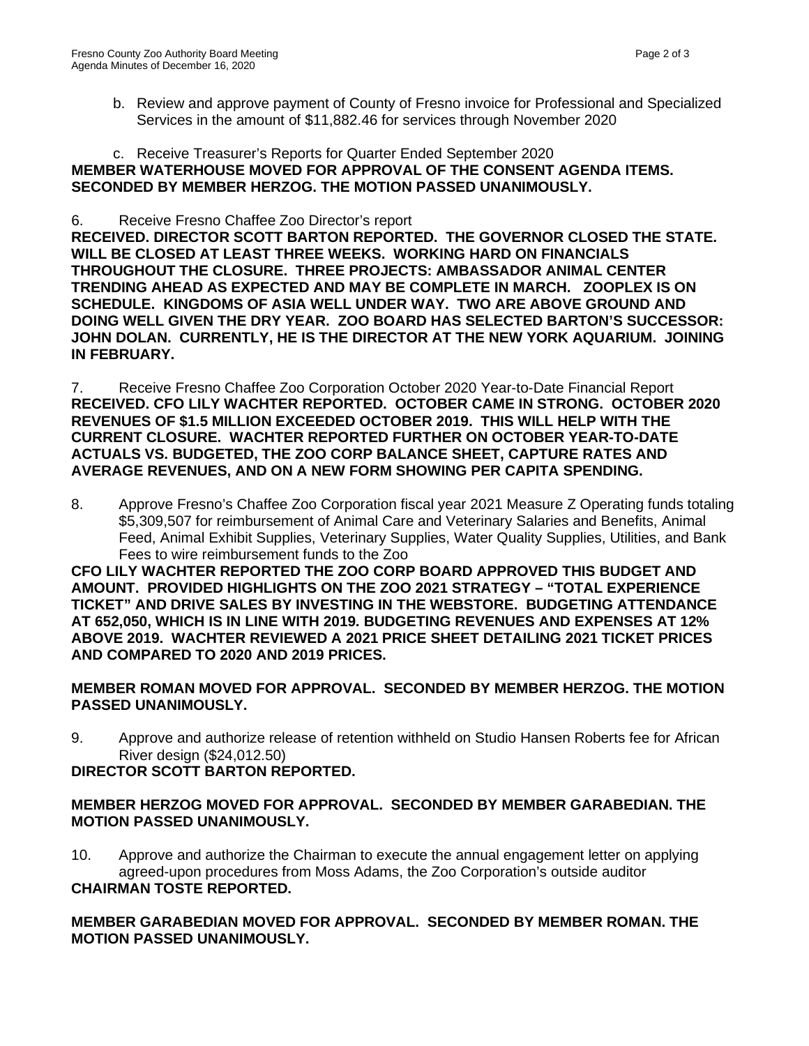b. Review and approve payment of County of Fresno invoice for Professional and Specialized Services in the amount of $11,882.46 for services through November 2020

c. Receive Treasurer's Reports for Quarter Ended September 2020

**MEMBER WATERHOUSE MOVED FOR APPROVAL OF THE CONSENT AGENDA ITEMS. SECONDED BY MEMBER HERZOG. THE MOTION PASSED UNANIMOUSLY.**

6. Receive Fresno Chaffee Zoo Director's report

**RECEIVED. DIRECTOR SCOTT BARTON REPORTED. THE GOVERNOR CLOSED THE STATE. WILL BE CLOSED AT LEAST THREE WEEKS. WORKING HARD ON FINANCIALS THROUGHOUT THE CLOSURE. THREE PROJECTS: AMBASSADOR ANIMAL CENTER TRENDING AHEAD AS EXPECTED AND MAY BE COMPLETE IN MARCH. ZOOPLEX IS ON SCHEDULE. KINGDOMS OF ASIA WELL UNDER WAY. TWO ARE ABOVE GROUND AND DOING WELL GIVEN THE DRY YEAR. ZOO BOARD HAS SELECTED BARTON'S SUCCESSOR: JOHN DOLAN. CURRENTLY, HE IS THE DIRECTOR AT THE NEW YORK AQUARIUM. JOINING IN FEBRUARY.**

7. Receive Fresno Chaffee Zoo Corporation October 2020 Year-to-Date Financial Report

**RECEIVED. CFO LILY WACHTER REPORTED. OCTOBER CAME IN STRONG. OCTOBER 2020 REVENUES OF $1.5 MILLION EXCEEDED OCTOBER 2019. THIS WILL HELP WITH THE CURRENT CLOSURE. WACHTER REPORTED FURTHER ON OCTOBER YEAR-TO-DATE ACTUALS VS. BUDGETED, THE ZOO CORP BALANCE SHEET, CAPTURE RATES AND AVERAGE REVENUES, AND ON A NEW FORM SHOWING PER CAPITA SPENDING.**

8. Approve Fresno's Chaffee Zoo Corporation fiscal year 2021 Measure Z Operating funds totaling $5,309,507 for reimbursement of Animal Care and Veterinary Salaries and Benefits, Animal Feed, Animal Exhibit Supplies, Veterinary Supplies, Water Quality Supplies, Utilities, and Bank Fees to wire reimbursement funds to the Zoo

**CFO LILY WACHTER REPORTED THE ZOO CORP BOARD APPROVED THIS BUDGET AND AMOUNT. PROVIDED HIGHLIGHTS ON THE ZOO 2021 STRATEGY – "TOTAL EXPERIENCE TICKET" AND DRIVE SALES BY INVESTING IN THE WEBSTORE. BUDGETING ATTENDANCE AT 652,050, WHICH IS IN LINE WITH 2019. BUDGETING REVENUES AND EXPENSES AT 12% ABOVE 2019. WACHTER REVIEWED A 2021 PRICE SHEET DETAILING 2021 TICKET PRICES AND COMPARED TO 2020 AND 2019 PRICES.**

**MEMBER ROMAN MOVED FOR APPROVAL. SECONDED BY MEMBER HERZOG. THE MOTION PASSED UNANIMOUSLY.**

9. Approve and authorize release of retention withheld on Studio Hansen Roberts fee for African River design ($24,012.50)

**DIRECTOR SCOTT BARTON REPORTED.**

**MEMBER HERZOG MOVED FOR APPROVAL. SECONDED BY MEMBER GARABEDIAN. THE MOTION PASSED UNANIMOUSLY.**

10. Approve and authorize the Chairman to execute the annual engagement letter on applying agreed-upon procedures from Moss Adams, the Zoo Corporation's outside auditor

**CHAIRMAN TOSTE REPORTED.**

**MEMBER GARABEDIAN MOVED FOR APPROVAL. SECONDED BY MEMBER ROMAN. THE MOTION PASSED UNANIMOUSLY.**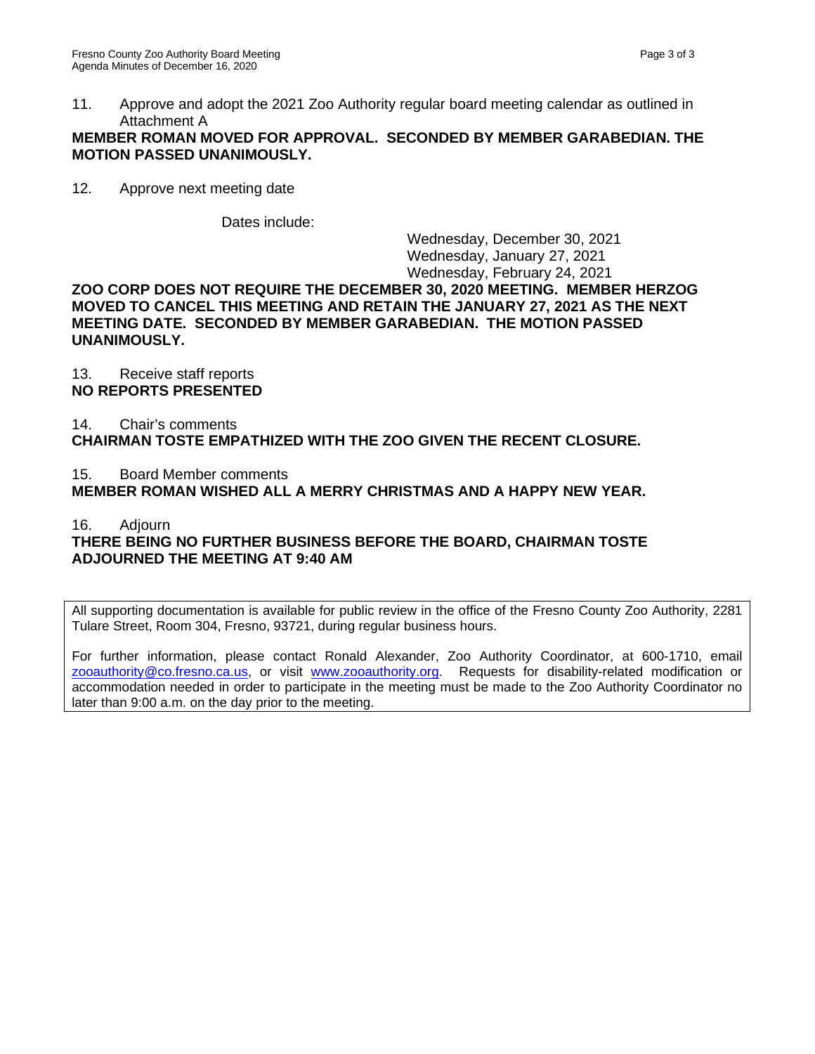11. Approve and adopt the 2021 Zoo Authority regular board meeting calendar as outlined in Attachment A

**MEMBER ROMAN MOVED FOR APPROVAL. SECONDED BY MEMBER GARABEDIAN. THE MOTION PASSED UNANIMOUSLY.**

12. Approve next meeting date

Dates include:

Wednesday, December 30, 2021
Wednesday, January 27, 2021
Wednesday, February 24, 2021

**ZOO CORP DOES NOT REQUIRE THE DECEMBER 30, 2020 MEETING. MEMBER HERZOG MOVED TO CANCEL THIS MEETING AND RETAIN THE JANUARY 27, 2021 AS THE NEXT MEETING DATE. SECONDED BY MEMBER GARABEDIAN. THE MOTION PASSED UNANIMOUSLY.**

13. Receive staff reports

**NO REPORTS PRESENTED**

14. Chair's comments

**CHAIRMAN TOSTE EMPATHIZED WITH THE ZOO GIVEN THE RECENT CLOSURE.**

15. Board Member comments

**MEMBER ROMAN WISHED ALL A MERRY CHRISTMAS AND A HAPPY NEW YEAR.**

16. Adjourn

**THERE BEING NO FURTHER BUSINESS BEFORE THE BOARD, CHAIRMAN TOSTE ADJOURNED THE MEETING AT 9:40 AM**

All supporting documentation is available for public review in the office of the Fresno County Zoo Authority, 2281 Tulare Street, Room 304, Fresno, 93721, during regular business hours.

For further information, please contact Ronald Alexander, Zoo Authority Coordinator, at 600-1710, email zooauthority@co.fresno.ca.us, or visit www.zooauthority.org. Requests for disability-related modification or accommodation needed in order to participate in the meeting must be made to the Zoo Authority Coordinator no later than 9:00 a.m. on the day prior to the meeting.